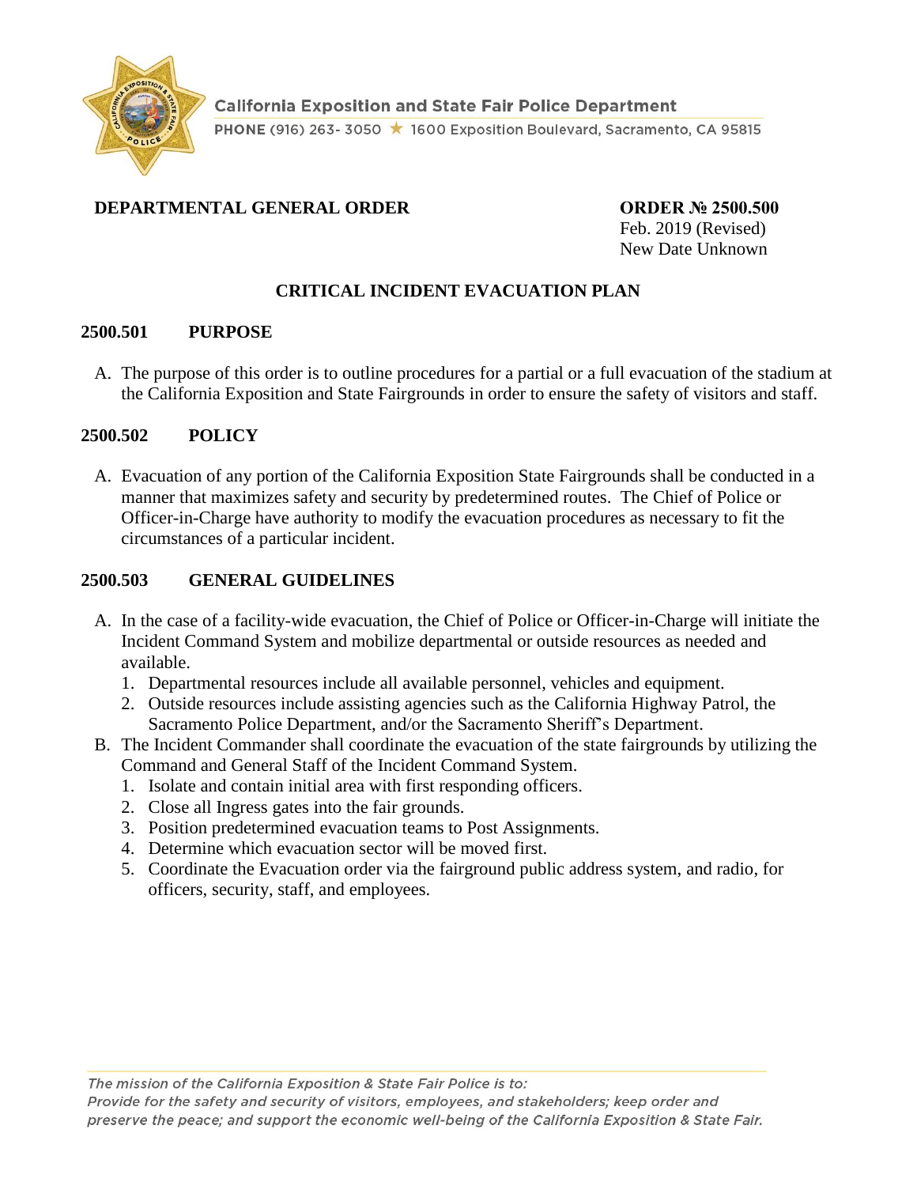California Exposition and State Fair Police Department

PHONE (916) 263- 3050 ★ 1600 Exposition Boulevard, Sacramento, CA 95815

**DEPARTMENTAL GENERAL ORDER**

**ORDER № 2500.500**
Feb. 2019 (Revised)
New Date Unknown

## CRITICAL INCIDENT EVACUATION PLAN

### 2500.501 PURPOSE

A. The purpose of this order is to outline procedures for a partial or a full evacuation of the stadium at the California Exposition and State Fairgrounds in order to ensure the safety of visitors and staff.

### 2500.502 POLICY

A. Evacuation of any portion of the California Exposition State Fairgrounds shall be conducted in a manner that maximizes safety and security by predetermined routes. The Chief of Police or Officer-in-Charge have authority to modify the evacuation procedures as necessary to fit the circumstances of a particular incident.

### 2500.503 GENERAL GUIDELINES

A. In the case of a facility-wide evacuation, the Chief of Police or Officer-in-Charge will initiate the Incident Command System and mobilize departmental or outside resources as needed and available.
   1. Departmental resources include all available personnel, vehicles and equipment.
   2. Outside resources include assisting agencies such as the California Highway Patrol, the Sacramento Police Department, and/or the Sacramento Sheriff's Department.

B. The Incident Commander shall coordinate the evacuation of the state fairgrounds by utilizing the Command and General Staff of the Incident Command System.
   1. Isolate and contain initial area with first responding officers.
   2. Close all Ingress gates into the fair grounds.
   3. Position predetermined evacuation teams to Post Assignments.
   4. Determine which evacuation sector will be moved first.
   5. Coordinate the Evacuation order via the fairground public address system, and radio, for officers, security, staff, and employees.

*The mission of the California Exposition & State Fair Police is to:*
*Provide for the safety and security of visitors, employees, and stakeholders; keep order and preserve the peace; and support the economic well-being of the California Exposition & State Fair.*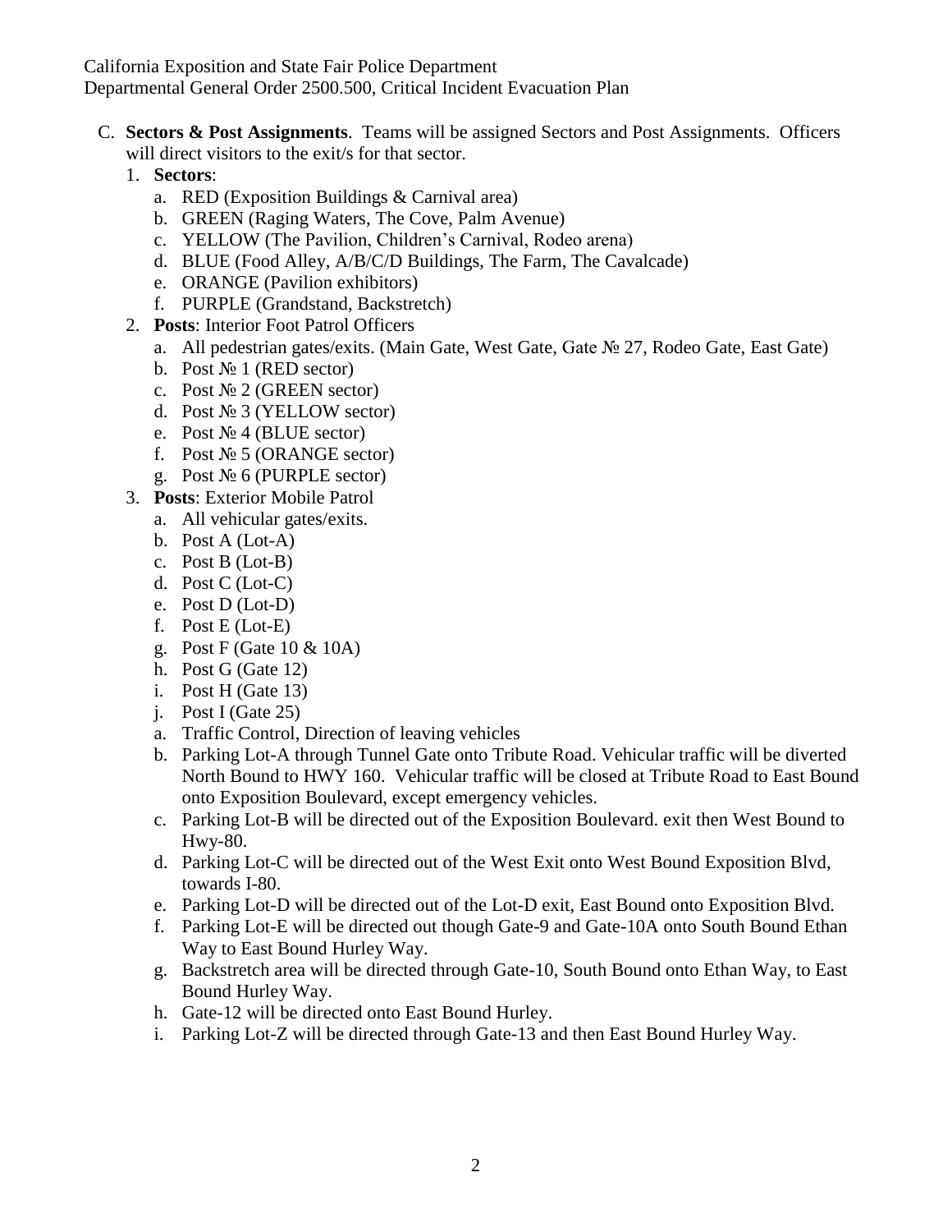C. **Sectors & Post Assignments**. Teams will be assigned Sectors and Post Assignments. Officers will direct visitors to the exit/s for that sector.

1. **Sectors**:
   a. RED (Exposition Buildings & Carnival area)
   b. GREEN (Raging Waters, The Cove, Palm Avenue)
   c. YELLOW (The Pavilion, Children's Carnival, Rodeo arena)
   d. BLUE (Food Alley, A/B/C/D Buildings, The Farm, The Cavalcade)
   e. ORANGE (Pavilion exhibitors)
   f. PURPLE (Grandstand, Backstretch)
2. **Posts**: Interior Foot Patrol Officers
   a. All pedestrian gates/exits. (Main Gate, West Gate, Gate № 27, Rodeo Gate, East Gate)
   b. Post № 1 (RED sector)
   c. Post № 2 (GREEN sector)
   d. Post № 3 (YELLOW sector)
   e. Post № 4 (BLUE sector)
   f. Post № 5 (ORANGE sector)
   g. Post № 6 (PURPLE sector)
3. **Posts**: Exterior Mobile Patrol
   a. All vehicular gates/exits.
   b. Post A (Lot-A)
   c. Post B (Lot-B)
   d. Post C (Lot-C)
   e. Post D (Lot-D)
   f. Post E (Lot-E)
   g. Post F (Gate 10 & 10A)
   h. Post G (Gate 12)
   i. Post H (Gate 13)
   j. Post I (Gate 25)
   a. Traffic Control, Direction of leaving vehicles
   b. Parking Lot-A through Tunnel Gate onto Tribute Road. Vehicular traffic will be diverted North Bound to HWY 160. Vehicular traffic will be closed at Tribute Road to East Bound onto Exposition Boulevard, except emergency vehicles.
   c. Parking Lot-B will be directed out of the Exposition Boulevard. exit then West Bound to Hwy-80.
   d. Parking Lot-C will be directed out of the West Exit onto West Bound Exposition Blvd, towards I-80.
   e. Parking Lot-D will be directed out of the Lot-D exit, East Bound onto Exposition Blvd.
   f. Parking Lot-E will be directed out though Gate-9 and Gate-10A onto South Bound Ethan Way to East Bound Hurley Way.
   g. Backstretch area will be directed through Gate-10, South Bound onto Ethan Way, to East Bound Hurley Way.
   h. Gate-12 will be directed onto East Bound Hurley.
   i. Parking Lot-Z will be directed through Gate-13 and then East Bound Hurley Way.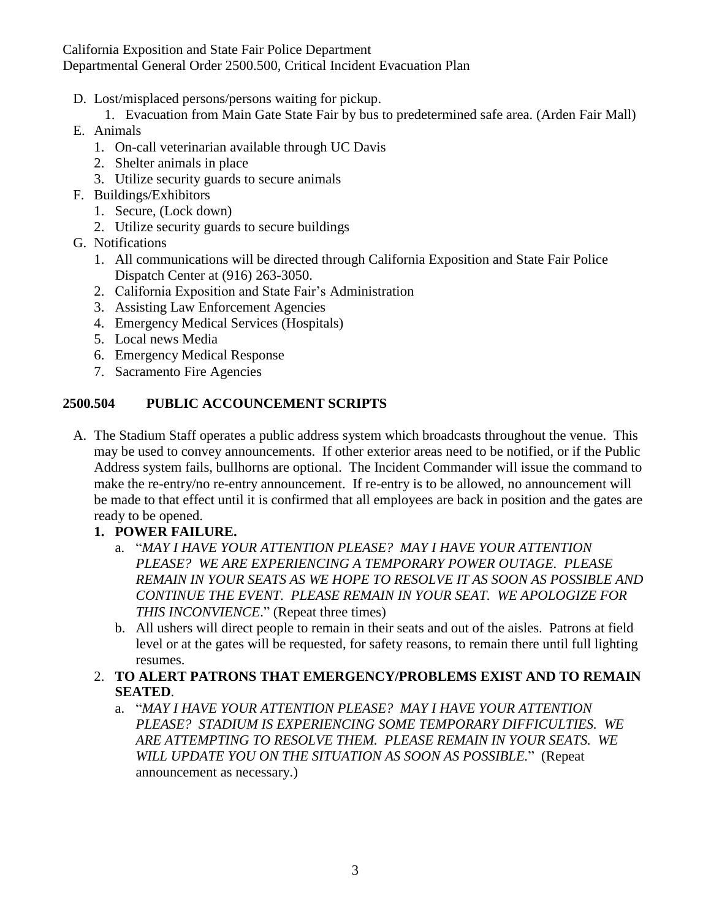D. Lost/misplaced persons/persons waiting for pickup.
   1. Evacuation from Main Gate State Fair by bus to predetermined safe area. (Arden Fair Mall)

E. Animals
   1. On-call veterinarian available through UC Davis
   2. Shelter animals in place
   3. Utilize security guards to secure animals

F. Buildings/Exhibitors
   1. Secure, (Lock down)
   2. Utilize security guards to secure buildings

G. Notifications
   1. All communications will be directed through California Exposition and State Fair Police Dispatch Center at (916) 263-3050.
   2. California Exposition and State Fair's Administration
   3. Assisting Law Enforcement Agencies
   4. Emergency Medical Services (Hospitals)
   5. Local news Media
   6. Emergency Medical Response
   7. Sacramento Fire Agencies

## 2500.504 PUBLIC ACCOUNCEMENT SCRIPTS

A. The Stadium Staff operates a public address system which broadcasts throughout the venue. This may be used to convey announcements. If other exterior areas need to be notified, or if the Public Address system fails, bullhorns are optional. The Incident Commander will issue the command to make the re-entry/no re-entry announcement. If re-entry is to be allowed, no announcement will be made to that effect until it is confirmed that all employees are back in position and the gates are ready to be opened.

   **1. POWER FAILURE.**

      a. "*MAY I HAVE YOUR ATTENTION PLEASE? MAY I HAVE YOUR ATTENTION PLEASE? WE ARE EXPERIENCING A TEMPORARY POWER OUTAGE. PLEASE REMAIN IN YOUR SEATS AS WE HOPE TO RESOLVE IT AS SOON AS POSSIBLE AND CONTINUE THE EVENT. PLEASE REMAIN IN YOUR SEAT. WE APOLOGIZE FOR THIS INCONVIENCE*." (Repeat three times)

      b. All ushers will direct people to remain in their seats and out of the aisles. Patrons at field level or at the gates will be requested, for safety reasons, to remain there until full lighting resumes.

   2. **TO ALERT PATRONS THAT EMERGENCY/PROBLEMS EXIST AND TO REMAIN SEATED**.

      a. "*MAY I HAVE YOUR ATTENTION PLEASE? MAY I HAVE YOUR ATTENTION PLEASE? STADIUM IS EXPERIENCING SOME TEMPORARY DIFFICULTIES. WE ARE ATTEMPTING TO RESOLVE THEM. PLEASE REMAIN IN YOUR SEATS. WE WILL UPDATE YOU ON THE SITUATION AS SOON AS POSSIBLE.*" (Repeat announcement as necessary.)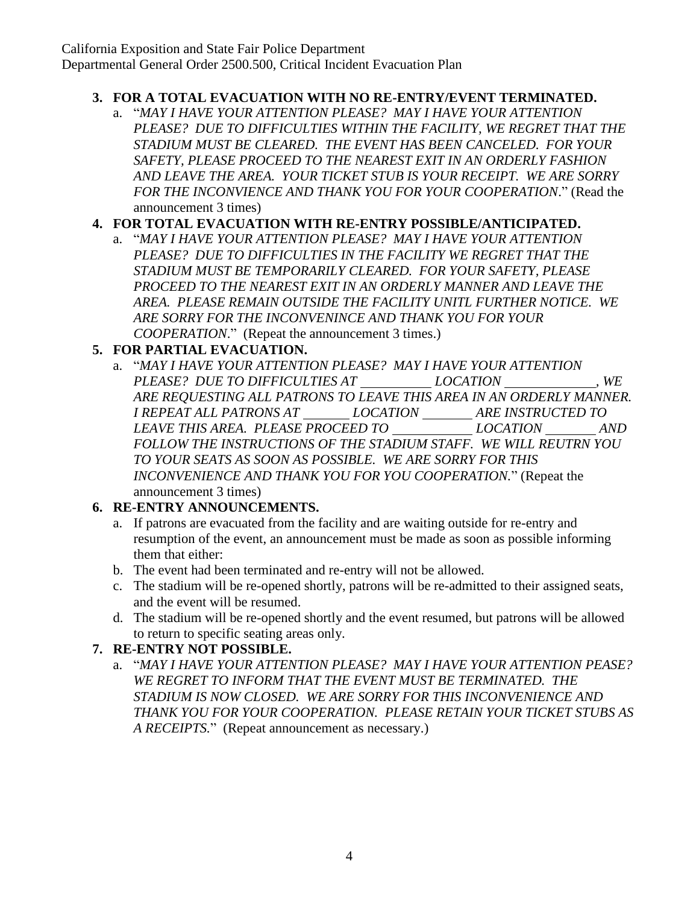3. **FOR A TOTAL EVACUATION WITH NO RE-ENTRY/EVENT TERMINATED.**
   a. "*MAY I HAVE YOUR ATTENTION PLEASE? MAY I HAVE YOUR ATTENTION PLEASE? DUE TO DIFFICULTIES WITHIN THE FACILITY, WE REGRET THAT THE STADIUM MUST BE CLEARED. THE EVENT HAS BEEN CANCELED. FOR YOUR SAFETY, PLEASE PROCEED TO THE NEAREST EXIT IN AN ORDERLY FASHION AND LEAVE THE AREA. YOUR TICKET STUB IS YOUR RECEIPT. WE ARE SORRY FOR THE INCONVIENCE AND THANK YOU FOR YOUR COOPERATION*." (Read the announcement 3 times)
4. **FOR TOTAL EVACUATION WITH RE-ENTRY POSSIBLE/ANTICIPATED.**
   a. "*MAY I HAVE YOUR ATTENTION PLEASE? MAY I HAVE YOUR ATTENTION PLEASE? DUE TO DIFFICULTIES IN THE FACILITY WE REGRET THAT THE STADIUM MUST BE TEMPORARILY CLEARED. FOR YOUR SAFETY, PLEASE PROCEED TO THE NEAREST EXIT IN AN ORDERLY MANNER AND LEAVE THE AREA. PLEASE REMAIN OUTSIDE THE FACILITY UNITL FURTHER NOTICE. WE ARE SORRY FOR THE INCONVENINCE AND THANK YOU FOR YOUR COOPERATION*." (Repeat the announcement 3 times.)
5. **FOR PARTIAL EVACUATION.**
   a. "*MAY I HAVE YOUR ATTENTION PLEASE? MAY I HAVE YOUR ATTENTION PLEASE? DUE TO DIFFICULTIES AT \_\_\_\_\_\_\_\_\_\_ LOCATION \_\_\_\_\_\_\_\_\_\_\_\_\_, WE ARE REQUESTING ALL PATRONS TO LEAVE THIS AREA IN AN ORDERLY MANNER. I REPEAT ALL PATRONS AT \_\_\_\_\_\_\_ LOCATION \_\_\_\_\_\_\_ ARE INSTRUCTED TO LEAVE THIS AREA. PLEASE PROCEED TO \_\_\_\_\_\_\_\_\_\_\_ LOCATION \_\_\_\_\_\_\_ AND FOLLOW THE INSTRUCTIONS OF THE STADIUM STAFF. WE WILL REUTRN YOU TO YOUR SEATS AS SOON AS POSSIBLE. WE ARE SORRY FOR THIS INCONVENIENCE AND THANK YOU FOR YOU COOPERATION.*" (Repeat the announcement 3 times)
6. **RE-ENTRY ANNOUNCEMENTS.**
   a. If patrons are evacuated from the facility and are waiting outside for re-entry and resumption of the event, an announcement must be made as soon as possible informing them that either:
   b. The event had been terminated and re-entry will not be allowed.
   c. The stadium will be re-opened shortly, patrons will be re-admitted to their assigned seats, and the event will be resumed.
   d. The stadium will be re-opened shortly and the event resumed, but patrons will be allowed to return to specific seating areas only.
7. **RE-ENTRY NOT POSSIBLE.**
   a. "*MAY I HAVE YOUR ATTENTION PLEASE? MAY I HAVE YOUR ATTENTION PEASE? WE REGRET TO INFORM THAT THE EVENT MUST BE TERMINATED. THE STADIUM IS NOW CLOSED. WE ARE SORRY FOR THIS INCONVENIENCE AND THANK YOU FOR YOUR COOPERATION. PLEASE RETAIN YOUR TICKET STUBS AS A RECEIPTS.*" (Repeat announcement as necessary.)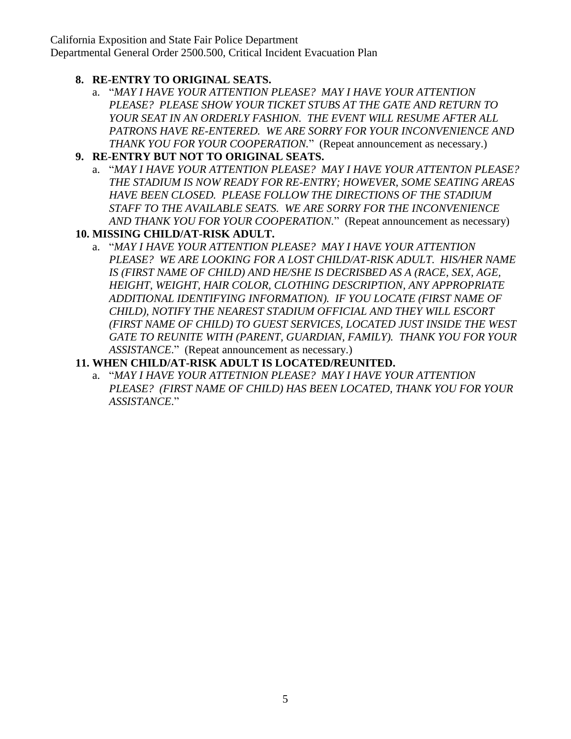8. **RE-ENTRY TO ORIGINAL SEATS.**
   a. "*MAY I HAVE YOUR ATTENTION PLEASE? MAY I HAVE YOUR ATTENTION PLEASE? PLEASE SHOW YOUR TICKET STUBS AT THE GATE AND RETURN TO YOUR SEAT IN AN ORDERLY FASHION. THE EVENT WILL RESUME AFTER ALL PATRONS HAVE RE-ENTERED. WE ARE SORRY FOR YOUR INCONVENIENCE AND THANK YOU FOR YOUR COOPERATION.*" (Repeat announcement as necessary.)
9. **RE-ENTRY BUT NOT TO ORIGINAL SEATS.**
   a. "*MAY I HAVE YOUR ATTENTION PLEASE? MAY I HAVE YOUR ATTENTON PLEASE? THE STADIUM IS NOW READY FOR RE-ENTRY; HOWEVER, SOME SEATING AREAS HAVE BEEN CLOSED. PLEASE FOLLOW THE DIRECTIONS OF THE STADIUM STAFF TO THE AVAILABLE SEATS. WE ARE SORRY FOR THE INCONVENIENCE AND THANK YOU FOR YOUR COOPERATION.*" (Repeat announcement as necessary)
10. **MISSING CHILD/AT-RISK ADULT.**
    a. "*MAY I HAVE YOUR ATTENTION PLEASE? MAY I HAVE YOUR ATTENTION PLEASE? WE ARE LOOKING FOR A LOST CHILD/AT-RISK ADULT. HIS/HER NAME IS (FIRST NAME OF CHILD) AND HE/SHE IS DECRISBED AS A (RACE, SEX, AGE, HEIGHT, WEIGHT, HAIR COLOR, CLOTHING DESCRIPTION, ANY APPROPRIATE ADDITIONAL IDENTIFYING INFORMATION). IF YOU LOCATE (FIRST NAME OF CHILD), NOTIFY THE NEAREST STADIUM OFFICIAL AND THEY WILL ESCORT (FIRST NAME OF CHILD) TO GUEST SERVICES, LOCATED JUST INSIDE THE WEST GATE TO REUNITE WITH (PARENT, GUARDIAN, FAMILY). THANK YOU FOR YOUR ASSISTANCE.*" (Repeat announcement as necessary.)
11. **WHEN CHILD/AT-RISK ADULT IS LOCATED/REUNITED.**
    a. "*MAY I HAVE YOUR ATTETNION PLEASE? MAY I HAVE YOUR ATTENTION PLEASE? (FIRST NAME OF CHILD) HAS BEEN LOCATED, THANK YOU FOR YOUR ASSISTANCE.*"